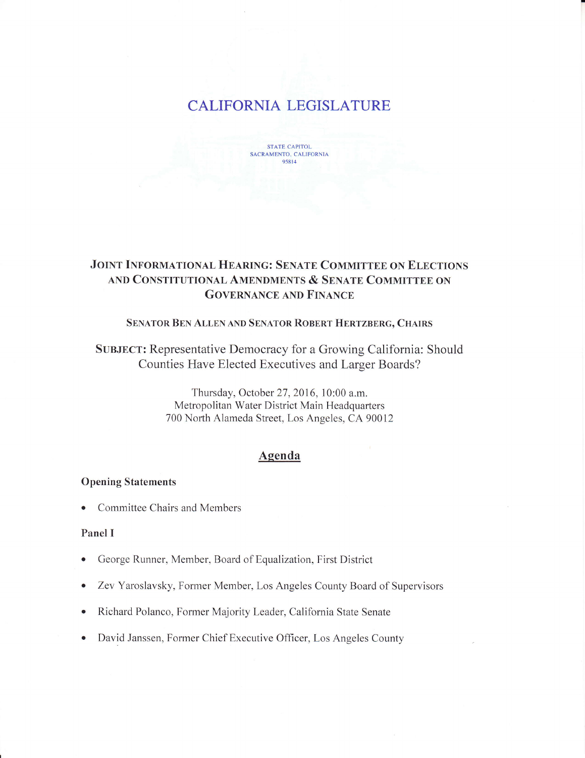# CALIFORNIA LEGISLATURE

STATE CAPITOL
SACRAMENTO, CALIFORNIA
95814

## JOINT INFORMATIONAL HEARING: SENATE COMMITTEE ON ELECTIONS AND CONSTITUTIONAL AMENDMENTS & SENATE COMMITTEE ON GOVERNANCE AND FINANCE

### SENATOR BEN ALLEN AND SENATOR ROBERT HERTZBERG, CHAIRS

**SUBJECT:** Representative Democracy for a Growing California: Should Counties Have Elected Executives and Larger Boards?

Thursday, October 27, 2016, 10:00 a.m.
Metropolitan Water District Main Headquarters
700 North Alameda Street, Los Angeles, CA 90012

## Agenda

**Opening Statements**

- Committee Chairs and Members

**Panel I**

- George Runner, Member, Board of Equalization, First District
- Zev Yaroslavsky, Former Member, Los Angeles County Board of Supervisors
- Richard Polanco, Former Majority Leader, California State Senate
- David Janssen, Former Chief Executive Officer, Los Angeles County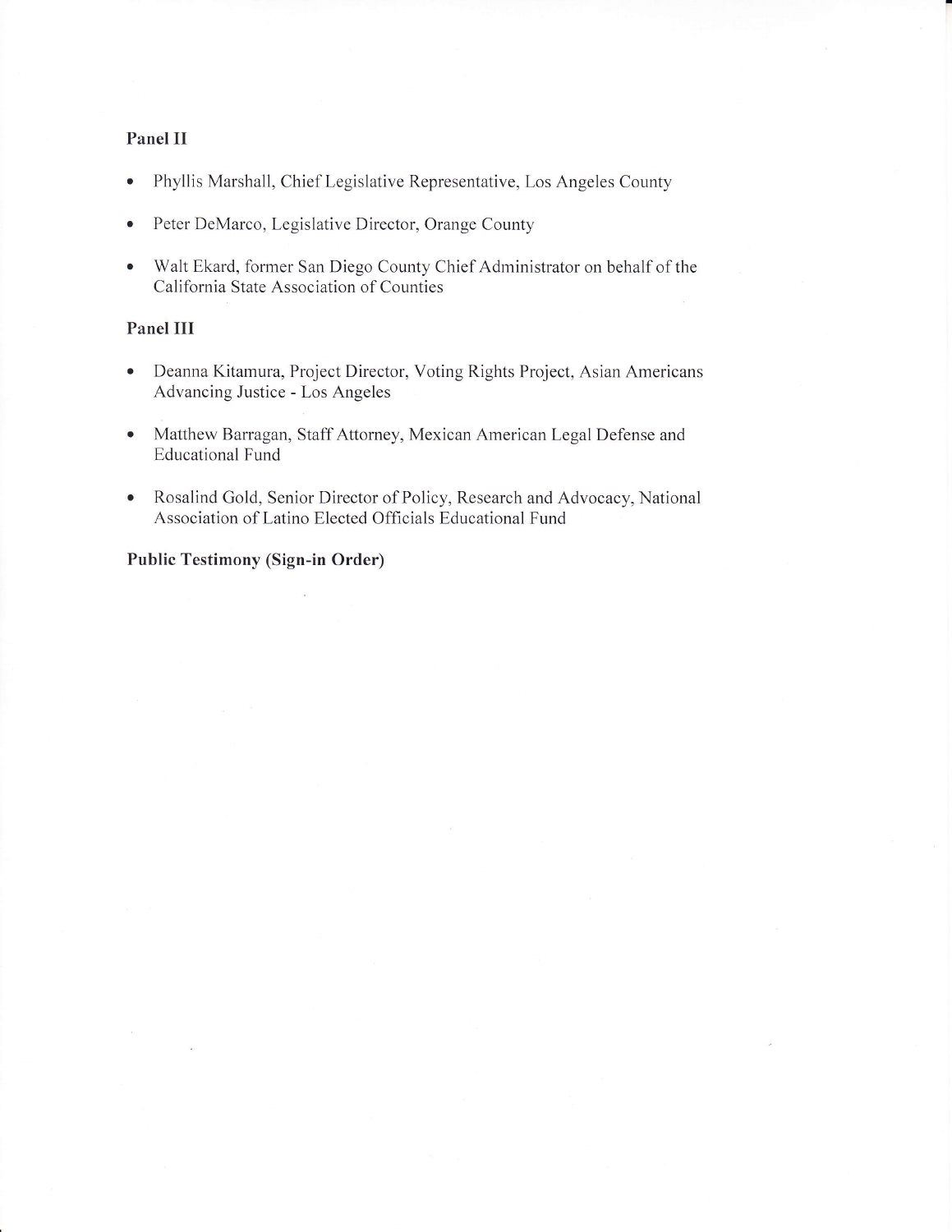**Panel II**

- Phyllis Marshall, Chief Legislative Representative, Los Angeles County
- Peter DeMarco, Legislative Director, Orange County
- Walt Ekard, former San Diego County Chief Administrator on behalf of the California State Association of Counties

**Panel III**

- Deanna Kitamura, Project Director, Voting Rights Project, Asian Americans Advancing Justice - Los Angeles
- Matthew Barragan, Staff Attorney, Mexican American Legal Defense and Educational Fund
- Rosalind Gold, Senior Director of Policy, Research and Advocacy, National Association of Latino Elected Officials Educational Fund

**Public Testimony (Sign-in Order)**